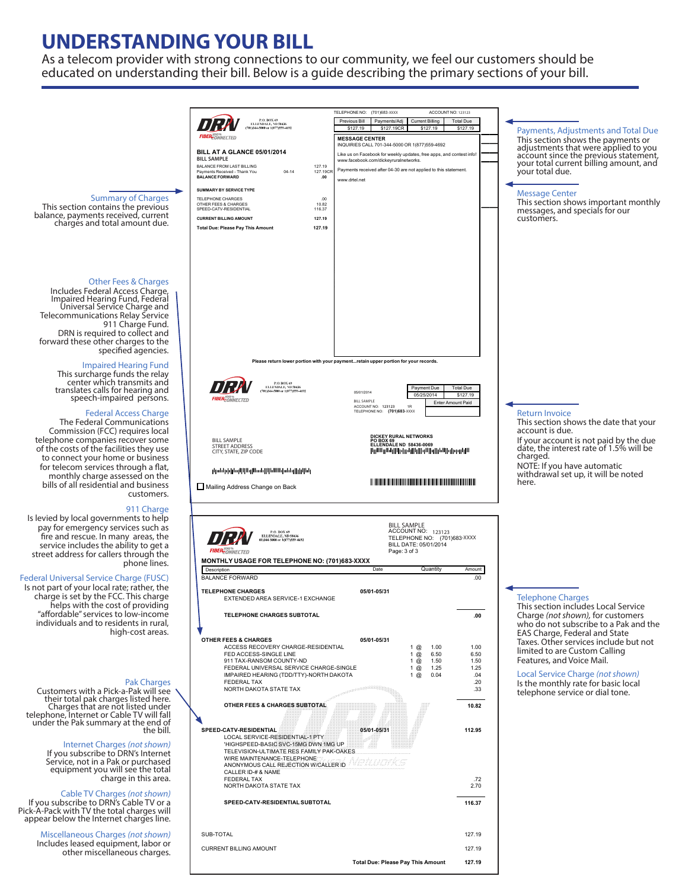# UNDERSTANDING YOUR BILL

As a telecom provider with strong connections to our community, we feel our customers should be educated on understanding their bill. Below is a guide describing the primary sections of your bill.

### Summary of Charges

This section contains the previous balance, payments received, current charges and total amount due.

### Other Fees & Charges

Includes Federal Access Charge, Impaired Hearing Fund, Federal Universal Service Charge and Telecommunications Relay Service 911 Charge Fund. DRN is required to collect and forward these other charges to the specified agencies.

### Impaired Hearing Fund

This surcharge funds the relay center which transmits and translates calls for hearing and speech-impaired persons.

### Federal Access Charge

The Federal Communications Commission (FCC) requires local telephone companies recover some of the costs of the facilities they use to connect your home or business for telecom services through a flat, monthly charge assessed on the bills of all residential and business customers.

### 911 Charge

Is levied by local governments to help pay for emergency services such as fire and rescue. In many areas, the service includes the ability to get a street address for callers through the phone lines.

### Federal Universal Service Charge (FUSC)

Is not part of your local rate; rather, the charge is set by the FCC. This charge helps with the cost of providing "affordable" services to low-income individuals and to residents in rural, high-cost areas.

### Pak Charges

Customers with a Pick-a-Pak will see their total pak charges listed here. Charges that are not listed under telephone, Internet or Cable TV will fall under the Pak summary at the end of the bill.

### Internet Charges *(not shown)*

If you subscribe to DRN's Internet Service, not in a Pak or purchased equipment you will see the total charge in this area.

### Cable TV Charges *(not shown)*

If you subscribe to DRN's Cable TV or a Pick-A-Pack with TV the total charges will appear below the Internet charges line.

### Miscellaneous Charges *(not shown)*

Includes leased equipment, labor or other miscellaneous charges.

### Payments, Adjustments and Total Due

This section shows the payments or adjustments that were applied to you account since the previous statement, your total current billing amount, and your total due.

### Message Center

This section shows important monthly messages, and specials for our customers.

### Return Invoice

This section shows the date that your account is due.

If your account is not paid by the due date, the interest rate of 1.5% will be charged.

NOTE: If you have automatic withdrawal set up, it will be noted here.

### Telephone Charges

This section includes Local Service Charge *(not shown)*, for customers who do not subscribe to a Pak and the EAS Charge, Federal and State Taxes. Other services include but not limited to are Custom Calling Features, and Voice Mail.

### Local Service Charge *(not shown)*

Is the monthly rate for basic local telephone service or dial tone.

---

**Sample bill**

DRN — 100% FIBER CONNECTED
P.O. BOX 69
ELLENDALE, ND 58436
(701)344-5000 or 1(877)559-4692

TELEPHONE NO: (701)683-XXXX ACCOUNT NO: 123123

| Previous Bill | Payments/Adj | Current Billing | Total Due |
|---|---|---|---|
| $127.19 | $127.19CR | $127.19 | $127.19 |

**MESSAGE CENTER**
INQUIRIES CALL 701-344-5000 OR 1(877)559-4692

Like us on Facebook for weekly updates, free apps, and contest info! www.facebook.com/dickeyruralnetworks.

Payments received after 04-30 are not applied to this statement.

www.drtel.net

**BILL AT A GLANCE 05/01/2014**
**BILL SAMPLE**

| | | |
|---|---|---|
| BALANCE FROM LAST BILLING | | 127.19 |
| Payments Received - Thank You | 04-14 | 127.19CR |
| **BALANCE FORWARD** | | **.00** |

**SUMMARY BY SERVICE TYPE**

| | |
|---|---|
| TELEPHONE CHARGES | .00 |
| OTHER FEES & CHARGES | 10.82 |
| SPEED-CATV-RESIDENTIAL | 116.37 |
| **CURRENT BILLING AMOUNT** | **127.19** |
| **Total Due: Please Pay This Amount** | **127.19** |

**Please return lower portion with your payment...retain upper portion for your records.**

05/01/2014
BILL SAMPLE
ACCOUNT NO: 123123 1R
TELEPHONE NO: (701)683-XXXX

| Payment Due | Total Due |
|---|---|
| 05/25/2014 | $127.19 |

Enter Amount Paid

BILL SAMPLE
STREET ADDRESS
CITY, STATE, ZIP CODE

DICKEY RURAL NETWORKS
PO BOX 69
ELLENDALE ND 58436-0069

Mailing Address Change on Back

---

BILL SAMPLE
ACCOUNT NO: 123123
TELEPHONE NO: (701)683-XXXX
BILL DATE: 05/01/2014
Page: 3 of 3

**MONTHLY USAGE FOR TELEPHONE NO: (701)683-XXXX**

| Description | Date | Quantity | | Amount |
|---|---|---|---|---|
| BALANCE FORWARD | | | | .00 |
| **TELEPHONE CHARGES** | **05/01-05/31** | | | |
| EXTENDED AREA SERVICE-1 EXCHANGE | | | | |
| **TELEPHONE CHARGES SUBTOTAL** | | | | **.00** |
| **OTHER FEES & CHARGES** | **05/01-05/31** | | | |
| ACCESS RECOVERY CHARGE-RESIDENTIAL | | 1 @ | 1.00 | 1.00 |
| FED ACCESS-SINGLE LINE | | 1 @ | 6.50 | 6.50 |
| 911 TAX-RANSOM COUNTY-ND | | 1 @ | 1.50 | 1.50 |
| FEDERAL UNIVERSAL SERVICE CHARGE-SINGLE | | 1 @ | 1.25 | 1.25 |
| IMPAIRED HEARING (TDD/TTY)-NORTH DAKOTA | | 1 @ | 0.04 | .04 |
| FEDERAL TAX | | | | .20 |
| NORTH DAKOTA STATE TAX | | | | .33 |
| **OTHER FEES & CHARGES SUBTOTAL** | | | | **10.82** |
| **SPEED-CATV-RESIDENTIAL** | **05/01-05/31** | | | **112.95** |
| LOCAL SERVICE-RESIDENTIAL-1 PTY | | | | |
| 'HIGHSPEED-BASIC SVC-15MG DWN 1MG UP | | | | |
| TELEVISION-ULTIMATE RES FAMILY PAK-OAKES | | | | |
| WIRE MAINTENANCE-TELEPHONE | | | | |
| ANONYMOUS CALL REJECTION W/CALLER ID | | | | |
| CALLER ID-# & NAME | | | | |
| FEDERAL TAX | | | | .72 |
| NORTH DAKOTA STATE TAX | | | | 2.70 |
| **SPEED-CATV-RESIDENTIAL SUBTOTAL** | | | | **116.37** |
| SUB-TOTAL | | | | 127.19 |
| CURRENT BILLING AMOUNT | | | | 127.19 |
| **Total Due: Please Pay This Amount** | | | | **127.19** |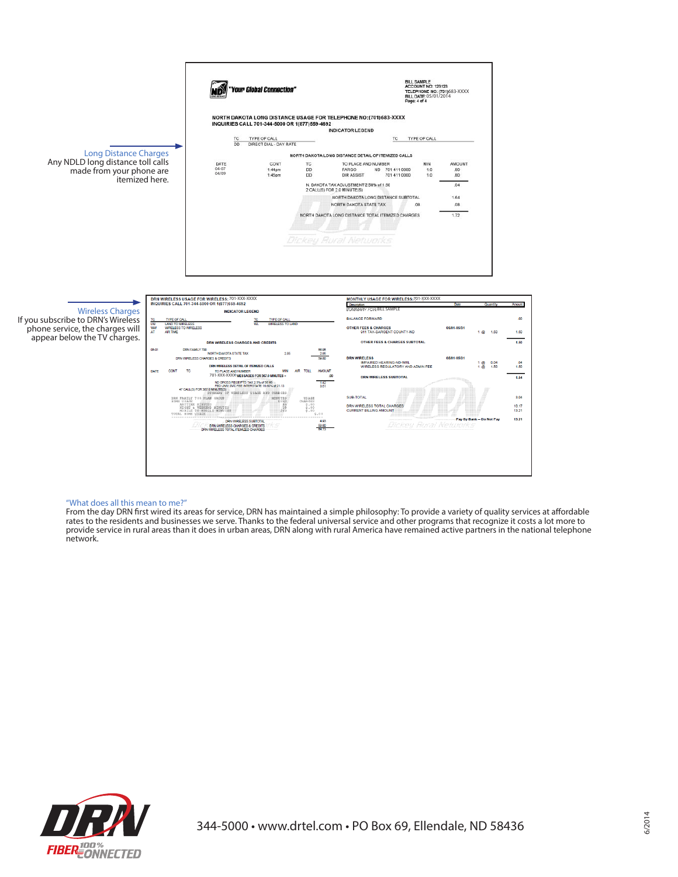**Long Distance Charges**
Any NDLD long distance toll calls made from your phone are itemized here.

BILL SAMPLE
ACCOUNT NO: 123123
TELEPHONE NO: (701)683-XXXX
BILL DATE: 05/01/2014
Page: 4 of 4

"Your Global Connection"

NORTH DAKOTA LONG DISTANCE USAGE FOR TELEPHONE NO:(701)683-XXXX
INQUIRIES CALL 701-344-5000 OR 1(877)559-4692

INDICATOR LEGEND

| TC | TYPE OF CALL | TC | TYPE OF CALL |
|---|---|---|---|
| DD | DIRECT DIAL - DAY RATE | | |

NORTH DAKOTA LONG DISTANCE DETAIL OF ITEMIZED CALLS

| DATE | CONT | TC | TO PLACE AND NUMBER | MIN | AMOUNT |
|---|---|---|---|---|---|
| 04-07 | 1:44pm | DD | FARGO ND 701 411 0000 | 1.0 | .80 |
| 04/09 | 1:45pm | DD | DIR ASSIST 701 411 0000 | 1.0 | .80 |

N. DAKOTA TAX ADJUSTMENT 2.50% of 1.60 — .04
2 CALL(S) FOR 2.0 MINUTE(S)
NORTH DAKOTA LONG DISTANCE SUBTOTAL — 1.64
NORTH DAKOTA STATE TAX .08 — .08
NORTH DAKOTA LONG DISTANCE TOTAL ITEMIZED CHARGES — 1.72

**Wireless Charges**
If you subscribe to DRN's Wireless phone service, the charges will appear below the TV charges.

DRN WIRELESS USAGE FOR WIRELESS: 701-XXX-XXXX
INQUIRIES CALL 701-344-5000 OR 1(877)559-4692

INDICATOR LEGEND

| TC | TYPE OF CALL | TC | TYPE OF CALL |
|---|---|---|---|
| LW | LAND TO WIRELESS | WL | WIRELESS TO LAND |
| WW | WIRELESS TO WIRELESS | | |
| AT | AIR TIME | | |

DRN WIRELESS CHARGES AND CREDITS

05-01 DRN FAMILY 700 — 56.95
NORTH DAKOTA STATE TAX 2.85 — 2.85
DRN WIRELESS CHARGES & CREDITS — 59.80

DRN WIRELESS DETAIL OF ITEMIZED CALLS

| DATE | CONT | TC | TO PLACE AND NUMBER | MIN | AIR | TOLL | AMOUNT |
|---|---|---|---|---|---|---|---|
| | | | 701-XXX-XXXX MESSAGES FOR 367.0 MINUTES = | | | | .00 |

ND GROSS RECEIPTS TAX 2.5% of 56.95 — 1.42
FED UNIV SVC FEE INTERSTATE 16.60% of 21.13 — 3.51
47 CALL(S) FOR 367.0 MINUTE(S)

SUMMARY OF WIRELESS USAGE AND CHARGES

| DRN FAMILY 700 PLAN GROUP | MINUTES | USAGE CHARGES |
|---|---|---|
| HOME USAGE | USED | |
| ANYTIME MINUTES | 88 | $.00 |
| NIGHT & WEEKEND MINUTES | 30 | $.00 |
| MOBILE TO MOBILE MINUTES | 249 | $.00 |
| TOTAL HOME USAGE | | $.00 |

DRN WIRELESS SUBTOTAL — 4.93
DRN WIRELESS CHARGES & CREDITS — 59.80
DRN WIRELESS TOTAL ITEMIZED CHARGES — 64.73

MONTHLY USAGE FOR WIRELESS: 701-XXX-XXXX

| Description | Date | Quantity | Amount |
|---|---|---|---|
| SUMMARY FOR BILL SAMPLE | | | |
| BALANCE FORWARD | | | .00 |
| OTHER FEES & CHARGES | 05/01-05/31 | | |
| 911 TAX-SARGENT COUNTY-ND | | 1 @ 1.50 | 1.50 |
| OTHER FEES & CHARGES SUBTOTAL | | | 1.50 |
| DRN WIRELESS | 05/01-05/31 | | |
| IMPAIRED HEARING-ND-WRL | | 1 @ 0.04 | .04 |
| WIRELESS REGULATORY AND ADMIN FEE | | 1 @ 1.50 | 1.50 |
| DRN WIRELESS SUBTOTAL | | | 1.54 |
| SUB-TOTAL | | | 3.04 |
| DRN WIRELESS TOTAL CHARGES | | | 10.17 |
| CURRENT BILLING AMOUNT | | | 13.21 |
| Pay By Bank -- Do Not Pay | | | 13.21 |

**"What does all this mean to me?"**

From the day DRN first wired its areas for service, DRN has maintained a simple philosophy: To provide a variety of quality services at affordable rates to the residents and businesses we serve. Thanks to the federal universal service and other programs that recognize it costs a lot more to provide service in rural areas than it does in urban areas, DRN along with rural America have remained active partners in the national telephone network.

DRN FIBER 100% CONNECTED

344-5000 • www.drtel.com • PO Box 69, Ellendale, ND 58436

6/2014